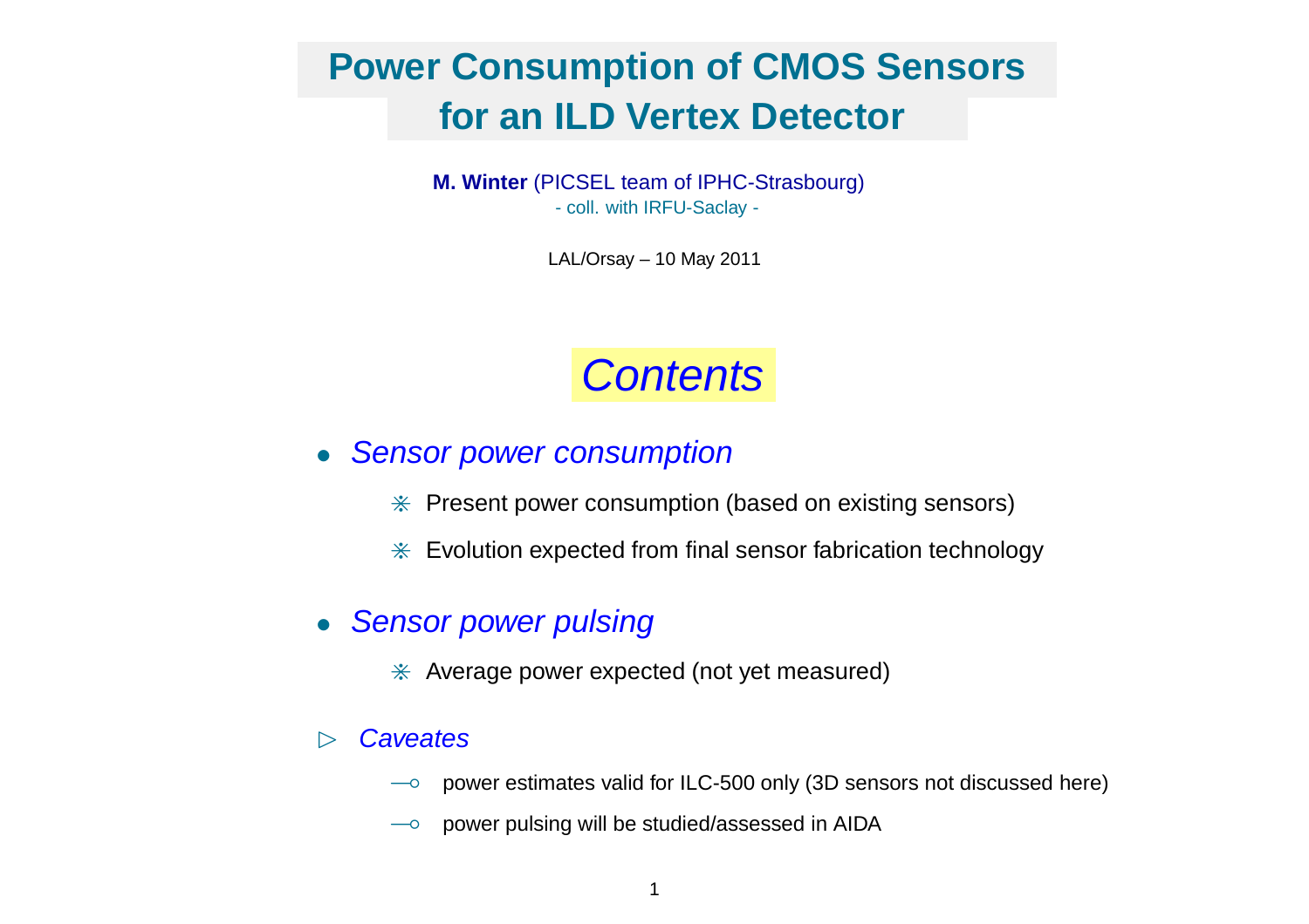# Power Consumption of CMOS Sensors for an ILD Vertex Detector

**M. Winter** (PICSEL team of IPHC-Strasbourg)
- coll. with IRFU-Saclay -

LAL/Orsay – 10 May 2011

## *Contents*

- *Sensor power consumption*
  - ⋇ Present power consumption (based on existing sensors)
  - ⋇ Evolution expected from final sensor fabrication technology

- *Sensor power pulsing*
  - ⋇ Average power expected (not yet measured)

▷ *Caveates*

- ⊸ power estimates valid for ILC-500 only (3D sensors not discussed here)
- ⊸ power pulsing will be studied/assessed in AIDA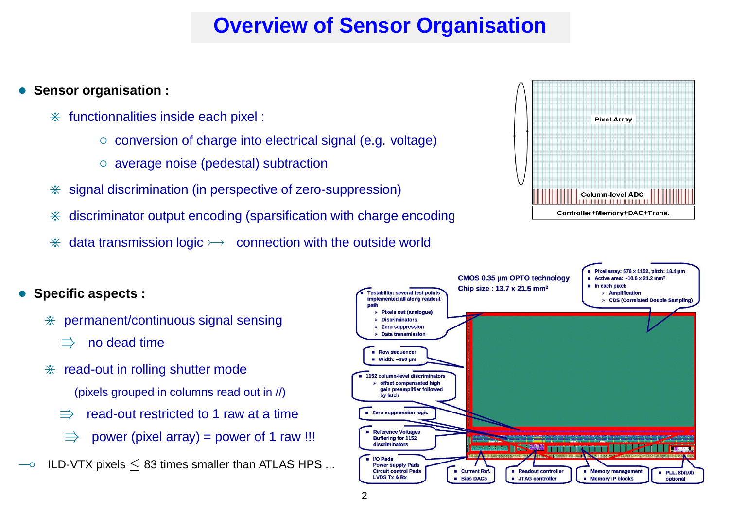# Overview of Sensor Organisation

- **Sensor organisation :**
  - ⋇ functionnalities inside each pixel :
    - ○ conversion of charge into electrical signal (e.g. voltage)
    - ○ average noise (pedestal) subtraction
  - ⋇ signal discrimination (in perspective of zero-suppression)
  - ⋇ discriminator output encoding (sparsification with charge encoding
  - ⋇ data transmission logic ⟼ connection with the outside world

Pixel Array

Column-level ADC

Controller+Memory+DAC+Trans.

- **Specific aspects :**
  - ⋇ permanent/continuous signal sensing
    - ⭆ no dead time
  - ⋇ read-out in rolling shutter mode

    (pixels grouped in columns read out in //)
    - ⭆ read-out restricted to 1 raw at a time
    - ⭆ power (pixel array) = power of 1 raw !!!

⊸ ILD-VTX pixels $\lesssim$ 83 times smaller than ATLAS HPS ...

CMOS 0.35 µm OPTO technology
Chip size : 13.7 x 21.5 mm²

- Pixel array: 576 x 1152, pitch: 18.4 µm
- Active area: ~10.6 x 21.2 mm²
- In each pixel:
  - Amplification
  - CDS (Correlated Double Sampling)

- Testability: several test points implemented all along readout path
  - Pixels out (analogue)
  - Discriminators
  - Zero suppression
  - Data transmission

- Row sequencer
- Width: ~350 µm

- 1152 column-level discriminators
  - offset compensated high gain preamplifier followed by latch

- Zero suppression logic

- Reference Voltages Buffering for 1152 discriminators

- I/O Pads
- Power supply Pads
- Circuit control Pads
- LVDS Tx & Rx

- Current Ref.
- Bias DACs

- Readout controller
- JTAG controller

- Memory management
- Memory IP blocks

- PLL, 8b/10b optional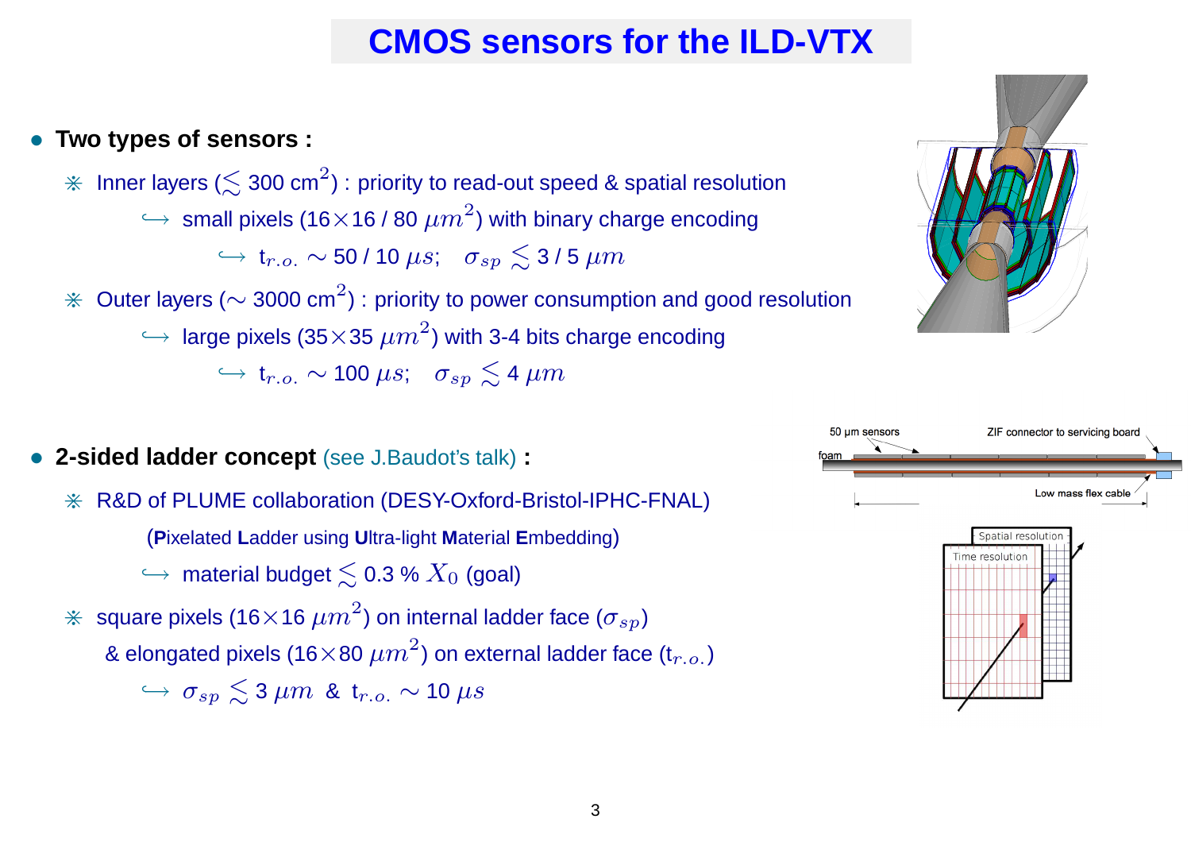# CMOS sensors for the ILD-VTX

- **Two types of sensors :**
  - ⋇ Inner layers ($\lesssim$ 300 cm$^2$) : priority to read-out speed & spatial resolution
    - $\hookrightarrow$ small pixels (16$\times$16 / 80 $\mu m^2$) with binary charge encoding
      - $\hookrightarrow$ $t_{r.o.} \sim$ 50 / 10 $\mu s$; $\sigma_{sp} \lesssim$ 3 / 5 $\mu m$
  - ⋇ Outer layers ($\sim$ 3000 cm$^2$) : priority to power consumption and good resolution
    - $\hookrightarrow$ large pixels (35$\times$35 $\mu m^2$) with 3-4 bits charge encoding
      - $\hookrightarrow$ $t_{r.o.} \sim$ 100 $\mu s$; $\sigma_{sp} \lesssim$ 4 $\mu m$

- **2-sided ladder concept** (see J.Baudot's talk) **:**
  - ⋇ R&D of PLUME collaboration (DESY-Oxford-Bristol-IPHC-FNAL)
    
    (**P**ixelated **L**adder using **U**ltra-light **M**aterial **E**mbedding)
    - $\hookrightarrow$ material budget $\lesssim$ 0.3 % $X_0$ (goal)
  - ⋇ square pixels (16$\times$16 $\mu m^2$) on internal ladder face ($\sigma_{sp}$)
    
    & elongated pixels (16$\times$80 $\mu m^2$) on external ladder face ($t_{r.o.}$)
    - $\hookrightarrow$ $\sigma_{sp} \lesssim$ 3 $\mu m$ & $t_{r.o.} \sim$ 10 $\mu s$

50 µm sensors | ZIF connector to servicing board | foam | Low mass flex cable

Spatial resolution | Time resolution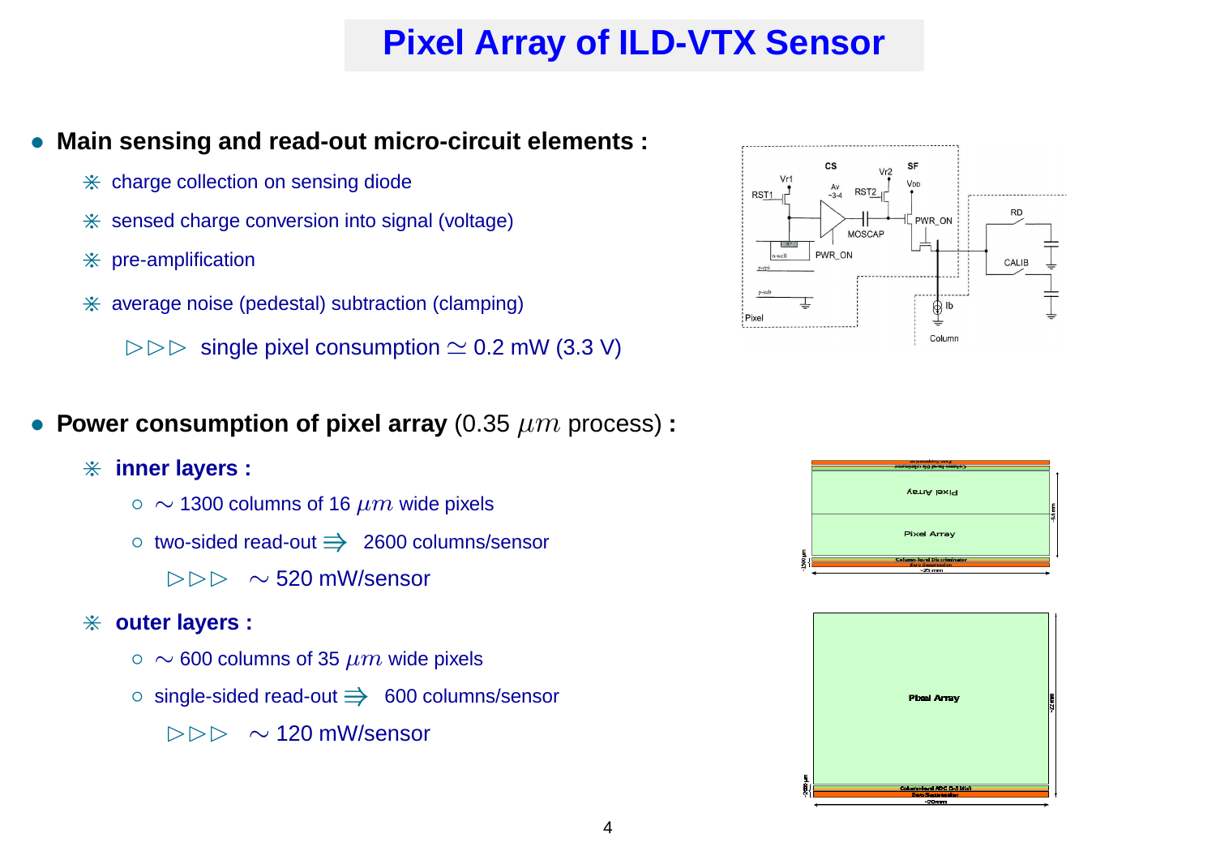# Pixel Array of ILD-VTX Sensor

- **Main sensing and read-out micro-circuit elements :**
  - ⋇ charge collection on sensing diode
  - ⋇ sensed charge conversion into signal (voltage)
  - ⋇ pre-amplification
  - ⋇ average noise (pedestal) subtraction (clamping)

    ▷▷▷ single pixel consumption $\simeq$ 0.2 mW (3.3 V)

- **Power consumption of pixel array** (0.35 $\mu m$ process) **:**
  - ⋇ **inner layers :**
    - ○ $\sim$ 1300 columns of 16 $\mu m$ wide pixels
    - ○ two-sided read-out $\Rrightarrow$ 2600 columns/sensor

      ▷▷▷ $\sim$ 520 mW/sensor
  - ⋇ **outer layers :**
    - ○ $\sim$ 600 columns of 35 $\mu m$ wide pixels
    - ○ single-sided read-out $\Rrightarrow$ 600 columns/sensor

      ▷▷▷ $\sim$ 120 mW/sensor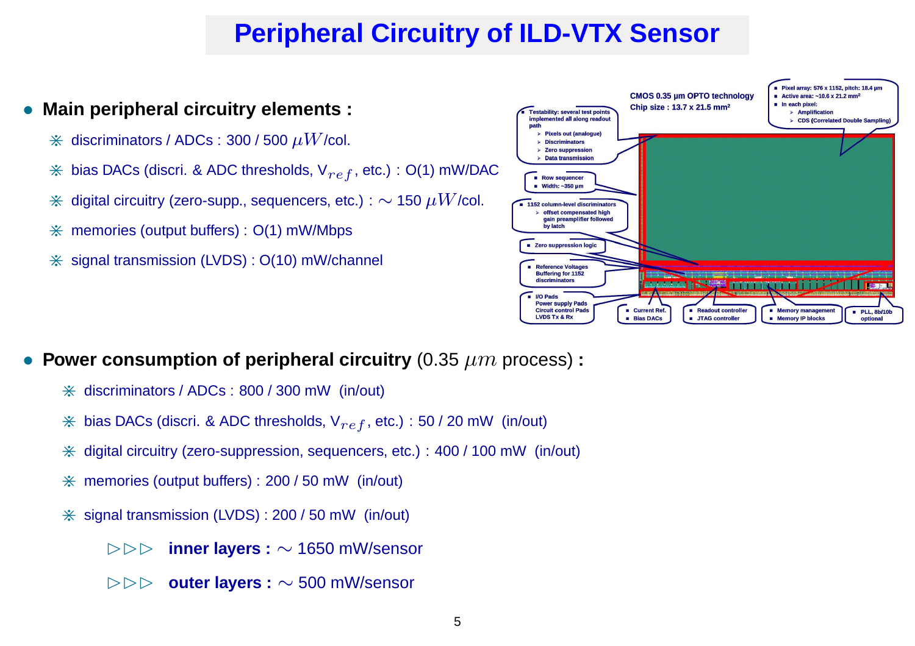# Peripheral Circuitry of ILD-VTX Sensor

- **Main peripheral circuitry elements :**
  - ⋇ discriminators / ADCs : 300 / 500 $\mu W$/col.
  - ⋇ bias DACs (discri. & ADC thresholds, $V_{ref}$, etc.) : O(1) mW/DAC
  - ⋇ digital circuitry (zero-supp., sequencers, etc.) : $\sim$ 150 $\mu W$/col.
  - ⋇ memories (output buffers) : O(1) mW/Mbps
  - ⋇ signal transmission (LVDS) : O(10) mW/channel

CMOS 0.35 µm OPTO technology
Chip size : 13.7 x 21.5 mm²

- Pixel array: 576 x 1152, pitch: 18.4 µm
- Active area: ~10.6 x 21.2 mm²
- In each pixel:
  - Amplification
  - CDS (Correlated Double Sampling)

- Testability: several test points implemented all along readout path
  - Pixels out (analogue)
  - Discriminators
  - Zero suppression
  - Data transmission
- Row sequencer
- Width: ~350 µm
- 1152 column-level discriminators
  - offset compensated high gain preamplifier followed by latch
- Zero suppression logic
- Reference Voltages Buffering for 1152 discriminators
- I/O Pads
  Power supply Pads
  Circuit control Pads
  LVDS Tx & Rx
- Current Ref.
- Bias DACs
- Readout controller
- JTAG controller
- Memory management
- Memory IP blocks
- PLL, 8b/10b optional

- **Power consumption of peripheral circuitry** (0.35 $\mu m$ process) **:**
  - ⋇ discriminators / ADCs : 800 / 300 mW (in/out)
  - ⋇ bias DACs (discri. & ADC thresholds, $V_{ref}$, etc.) : 50 / 20 mW (in/out)
  - ⋇ digital circuitry (zero-suppression, sequencers, etc.) : 400 / 100 mW (in/out)
  - ⋇ memories (output buffers) : 200 / 50 mW (in/out)
  - ⋇ signal transmission (LVDS) : 200 / 50 mW (in/out)
    - ▷▷▷ **inner layers :** $\sim$ 1650 mW/sensor
    - ▷▷▷ **outer layers :** $\sim$ 500 mW/sensor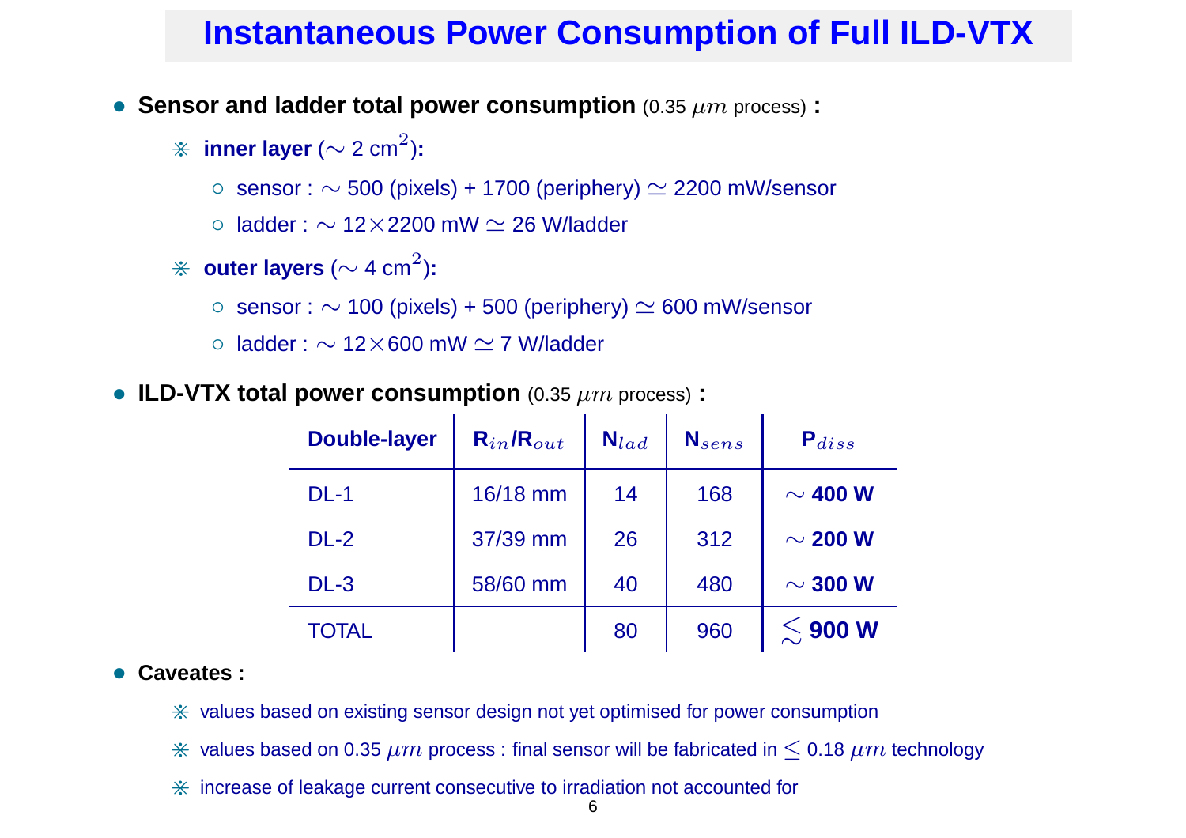# Instantaneous Power Consumption of Full ILD-VTX

- **Sensor and ladder total power consumption** (0.35 $\mu m$ process) **:**
  - ⋇ **inner layer** ($\sim$ 2 cm$^2$)**:**
    - sensor : $\sim$ 500 (pixels) + 1700 (periphery) $\simeq$ 2200 mW/sensor
    - ladder : $\sim$ 12$\times$2200 mW $\simeq$ 26 W/ladder
  - ⋇ **outer layers** ($\sim$ 4 cm$^2$)**:**
    - sensor : $\sim$ 100 (pixels) + 500 (periphery) $\simeq$ 600 mW/sensor
    - ladder : $\sim$ 12$\times$600 mW $\simeq$ 7 W/ladder

- **ILD-VTX total power consumption** (0.35 $\mu m$ process) **:**

| Double-layer | $R_{in}/R_{out}$ | $N_{lad}$ | $N_{sens}$ | $P_{diss}$ |
|---|---|---|---|---|
| DL-1 | 16/18 mm | 14 | 168 | $\sim$ **400 W** |
| DL-2 | 37/39 mm | 26 | 312 | $\sim$ **200 W** |
| DL-3 | 58/60 mm | 40 | 480 | $\sim$ **300 W** |
| TOTAL | | 80 | 960 | $\lesssim$ **900 W** |

- **Caveates :**
  - ⋇ values based on existing sensor design not yet optimised for power consumption
  - ⋇ values based on 0.35 $\mu m$ process : final sensor will be fabricated in $\leq$ 0.18 $\mu m$ technology
  - ⋇ increase of leakage current consecutive to irradiation not accounted for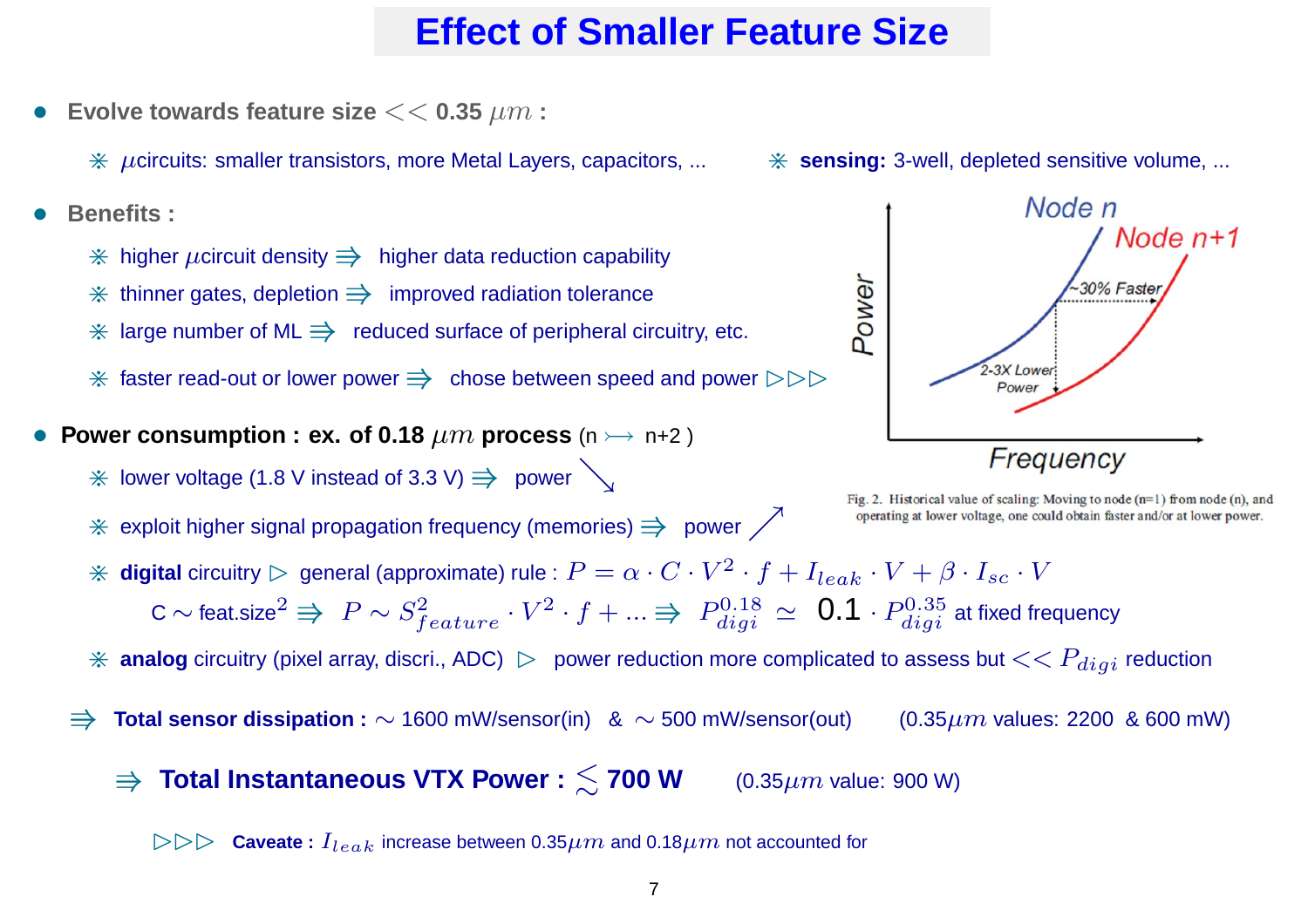# Effect of Smaller Feature Size

- **Evolve towards feature size $<<$ 0.35 $\mu m$ :**
  - ⋇ $\mu$circuits: smaller transistors, more Metal Layers, capacitors, ...
  - ⋇ **sensing:** 3-well, depleted sensitive volume, ...

- **Benefits :**
  - ⋇ higher $\mu$circuit density $\Rrightarrow$ higher data reduction capability
  - ⋇ thinner gates, depletion $\Rrightarrow$ improved radiation tolerance
  - ⋇ large number of ML $\Rrightarrow$ reduced surface of peripheral circuitry, etc.
  - ⋇ faster read-out or lower power $\Rrightarrow$ chose between speed and power ▷▷▷

Fig. 2. Historical value of scaling: Moving to node (n=1) from node (n), and operating at lower voltage, one could obtain faster and/or at lower power.

- **Power consumption : ex. of 0.18 $\mu m$ process** (n ⤚→ n+2 )
  - ⋇ lower voltage (1.8 V instead of 3.3 V) $\Rrightarrow$ power ↘
  - ⋇ exploit higher signal propagation frequency (memories) $\Rrightarrow$ power ↗
  - ⋇ **digital** circuitry ▷ general (approximate) rule : $P = \alpha \cdot C \cdot V^2 \cdot f + I_{leak} \cdot V + \beta \cdot I_{sc} \cdot V$

    C $\sim$ feat.size$^2$ $\Rrightarrow$ $P \sim S^2_{feature} \cdot V^2 \cdot f + ...$ $\Rrightarrow$ $P^{0.18}_{digi} \simeq$ 0.1 $\cdot P^{0.35}_{digi}$ at fixed frequency
  - ⋇ **analog** circuitry (pixel array, discri., ADC) ▷ power reduction more complicated to assess but $<< P_{digi}$ reduction

$\Rrightarrow$ **Total sensor dissipation :** $\sim$ 1600 mW/sensor(in) & $\sim$ 500 mW/sensor(out) (0.35$\mu m$ values: 2200 & 600 mW)

$\Rrightarrow$ **Total Instantaneous VTX Power : $\lesssim$ 700 W** (0.35$\mu m$ value: 900 W)

▷▷▷ **Caveate :** $I_{leak}$ increase between 0.35$\mu m$ and 0.18$\mu m$ not accounted for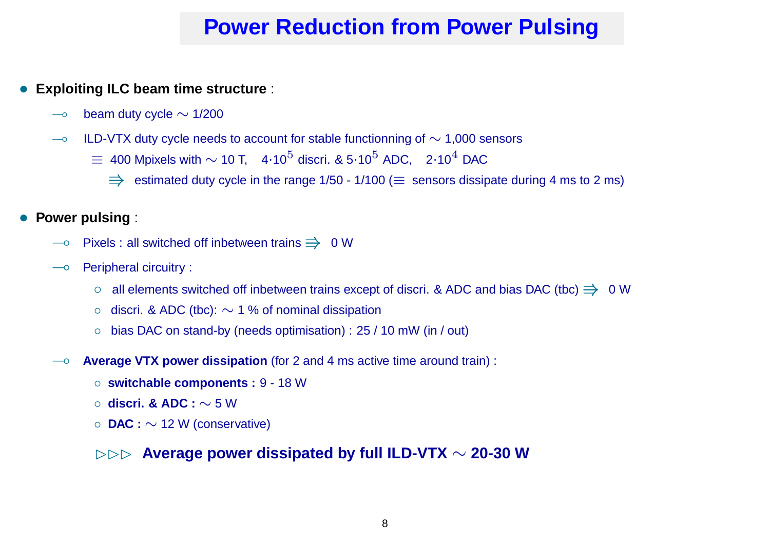# Power Reduction from Power Pulsing

- **Exploiting ILC beam time structure** :
  - beam duty cycle $\sim$ 1/200
  - ILD-VTX duty cycle needs to account for stable functionning of $\sim$ 1,000 sensors
    - $\equiv$ 400 Mpixels with $\sim$ 10 T, $4 \cdot 10^5$ discri. & $5 \cdot 10^5$ ADC, $2 \cdot 10^4$ DAC
      - $\Rrightarrow$ estimated duty cycle in the range 1/50 - 1/100 ($\equiv$ sensors dissipate during 4 ms to 2 ms)

- **Power pulsing** :
  - Pixels : all switched off inbetween trains $\Rrightarrow$ 0 W
  - Peripheral circuitry :
    - all elements switched off inbetween trains except of discri. & ADC and bias DAC (tbc) $\Rrightarrow$ 0 W
    - discri. & ADC (tbc): $\sim$ 1 % of nominal dissipation
    - bias DAC on stand-by (needs optimisation) : 25 / 10 mW (in / out)
  - **Average VTX power dissipation** (for 2 and 4 ms active time around train) :
    - **switchable components :** 9 - 18 W
    - **discri. & ADC :** $\sim$ 5 W
    - **DAC :** $\sim$ 12 W (conservative)

  ▷▷▷ **Average power dissipated by full ILD-VTX $\sim$ 20-30 W**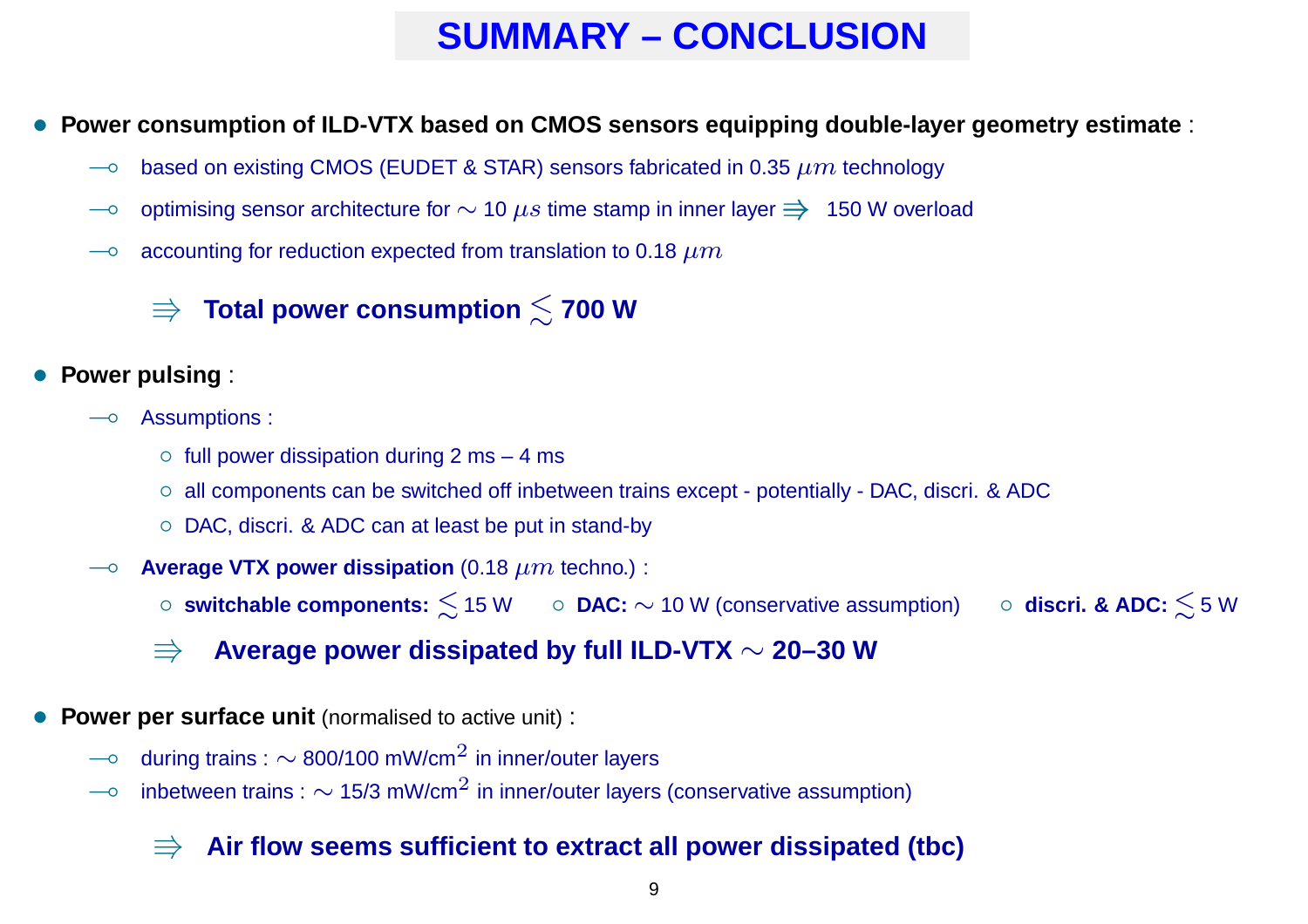# SUMMARY – CONCLUSION

- **Power consumption of ILD-VTX based on CMOS sensors equipping double-layer geometry estimate** :
  - based on existing CMOS (EUDET & STAR) sensors fabricated in 0.35 $\mu m$ technology
  - optimising sensor architecture for $\sim$ 10 $\mu s$ time stamp in inner layer $\Rrightarrow$ 150 W overload
  - accounting for reduction expected from translation to 0.18 $\mu m$

  $\Rrightarrow$ **Total power consumption $\lesssim$ 700 W**

- **Power pulsing** :
  - Assumptions :
    - full power dissipation during 2 ms – 4 ms
    - all components can be switched off inbetween trains except - potentially - DAC, discri. & ADC
    - DAC, discri. & ADC can at least be put in stand-by
  - **Average VTX power dissipation** (0.18 $\mu m$ techno.) :
    - **switchable components:** $\lesssim$ 15 W
    - **DAC:** $\sim$ 10 W (conservative assumption)
    - **discri. & ADC:** $\lesssim$ 5 W

  $\Rrightarrow$ **Average power dissipated by full ILD-VTX $\sim$ 20–30 W**

- **Power per surface unit** (normalised to active unit) :
  - during trains : $\sim$ 800/100 mW/cm$^2$ in inner/outer layers
  - inbetween trains : $\sim$ 15/3 mW/cm$^2$ in inner/outer layers (conservative assumption)

  $\Rrightarrow$ **Air flow seems sufficient to extract all power dissipated (tbc)**